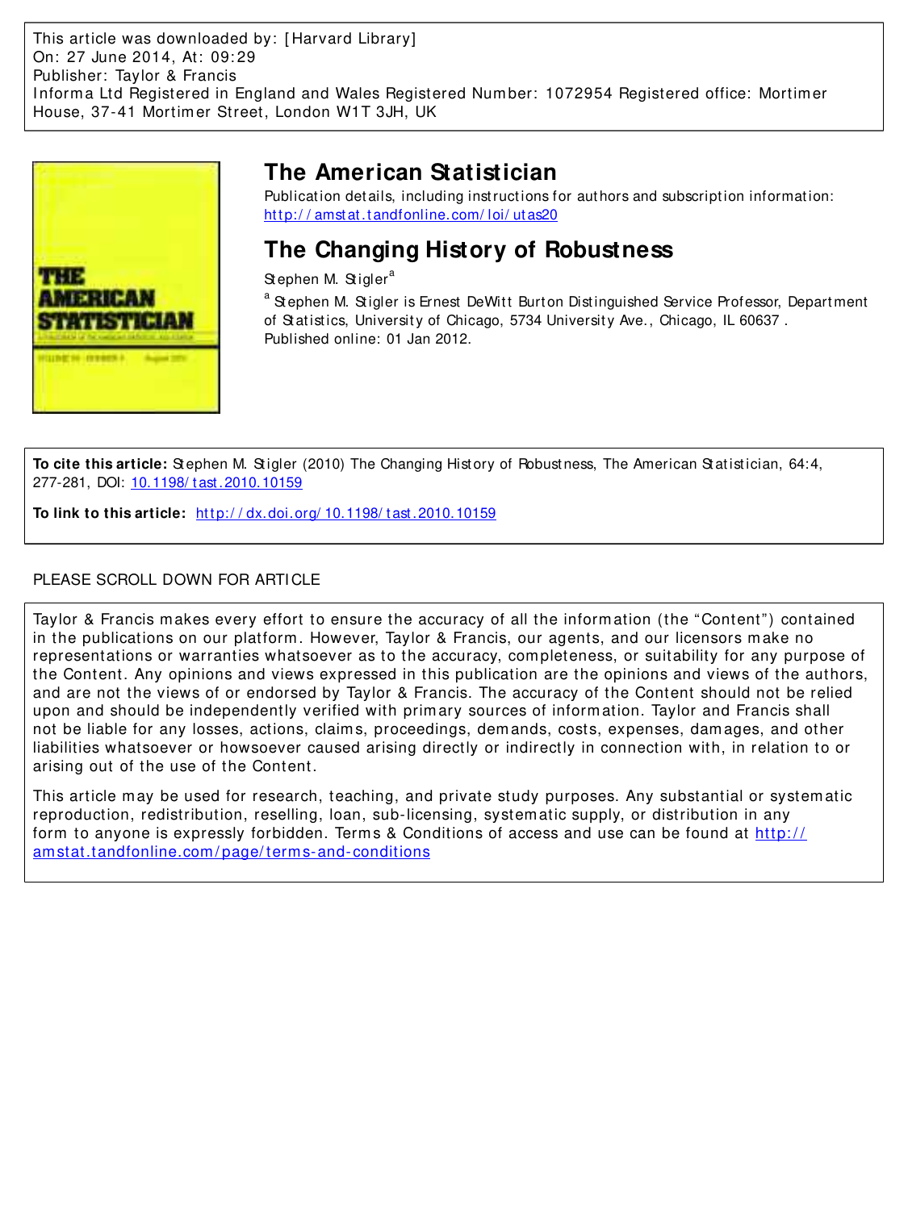This article was downloaded by: [Harvard Library]
On: 27 June 2014, At: 09:29
Publisher: Taylor & Francis
Informa Ltd Registered in England and Wales Registered Number: 1072954 Registered office: Mortimer House, 37-41 Mortimer Street, London W1T 3JH, UK

# The American Statistician

Publication details, including instructions for authors and subscription information:
http://amstat.tandfonline.com/loi/utas20

# The Changing History of Robustness

Stephen M. Stigler[a]

[a] Stephen M. Stigler is Ernest DeWitt Burton Distinguished Service Professor, Department of Statistics, University of Chicago, 5734 University Ave., Chicago, IL 60637 .
Published online: 01 Jan 2012.

**To cite this article:** Stephen M. Stigler (2010) The Changing History of Robustness, The American Statistician, 64:4, 277-281, DOI: 10.1198/tast.2010.10159

**To link to this article:** http://dx.doi.org/10.1198/tast.2010.10159

PLEASE SCROLL DOWN FOR ARTICLE

Taylor & Francis makes every effort to ensure the accuracy of all the information (the "Content") contained in the publications on our platform. However, Taylor & Francis, our agents, and our licensors make no representations or warranties whatsoever as to the accuracy, completeness, or suitability for any purpose of the Content. Any opinions and views expressed in this publication are the opinions and views of the authors, and are not the views of or endorsed by Taylor & Francis. The accuracy of the Content should not be relied upon and should be independently verified with primary sources of information. Taylor and Francis shall not be liable for any losses, actions, claims, proceedings, demands, costs, expenses, damages, and other liabilities whatsoever or howsoever caused arising directly or indirectly in connection with, in relation to or arising out of the use of the Content.

This article may be used for research, teaching, and private study purposes. Any substantial or systematic reproduction, redistribution, reselling, loan, sub-licensing, systematic supply, or distribution in any form to anyone is expressly forbidden. Terms & Conditions of access and use can be found at http://amstat.tandfonline.com/page/terms-and-conditions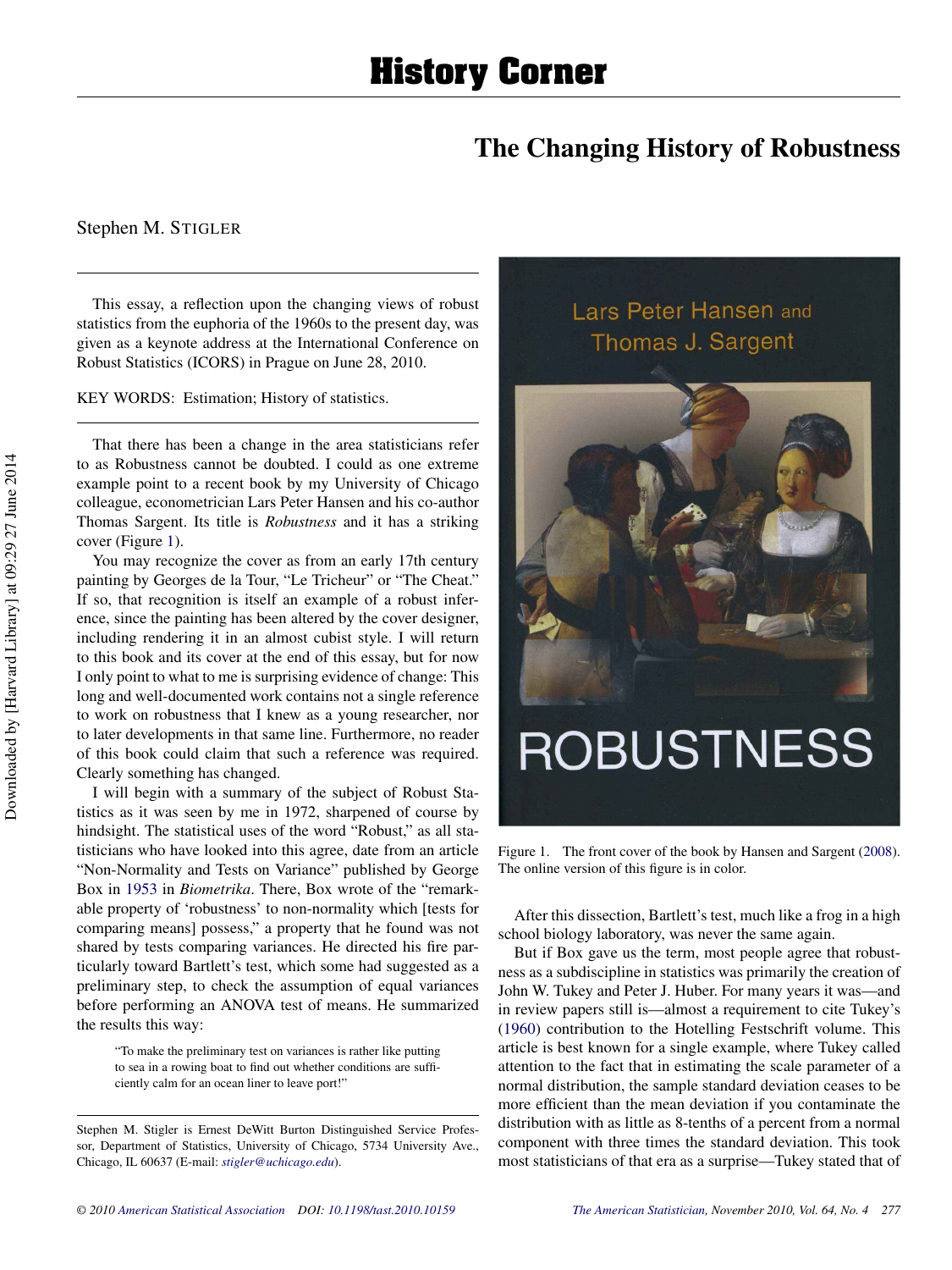# History Corner

## The Changing History of Robustness

Stephen M. STIGLER

This essay, a reflection upon the changing views of robust statistics from the euphoria of the 1960s to the present day, was given as a keynote address at the International Conference on Robust Statistics (ICORS) in Prague on June 28, 2010.

KEY WORDS: Estimation; History of statistics.

---

That there has been a change in the area statisticians refer to as Robustness cannot be doubted. I could as one extreme example point to a recent book by my University of Chicago colleague, econometrician Lars Peter Hansen and his co-author Thomas Sargent. Its title is *Robustness* and it has a striking cover (Figure 1).

You may recognize the cover as from an early 17th century painting by Georges de la Tour, "Le Tricheur" or "The Cheat." If so, that recognition is itself an example of a robust inference, since the painting has been altered by the cover designer, including rendering it in an almost cubist style. I will return to this book and its cover at the end of this essay, but for now I only point to what to me is surprising evidence of change: This long and well-documented work contains not a single reference to work on robustness that I knew as a young researcher, nor to later developments in that same line. Furthermore, no reader of this book could claim that such a reference was required. Clearly something has changed.

I will begin with a summary of the subject of Robust Statistics as it was seen by me in 1972, sharpened of course by hindsight. The statistical uses of the word "Robust," as all statisticians who have looked into this agree, date from an article "Non-Normality and Tests on Variance" published by George Box in 1953 in *Biometrika*. There, Box wrote of the "remarkable property of 'robustness' to non-normality which [tests for comparing means] possess," a property that he found was not shared by tests comparing variances. He directed his fire particularly toward Bartlett's test, which some had suggested as a preliminary step, to check the assumption of equal variances before performing an ANOVA test of means. He summarized the results this way:

> "To make the preliminary test on variances is rather like putting to sea in a rowing boat to find out whether conditions are sufficiently calm for an ocean liner to leave port!"

Stephen M. Stigler is Ernest DeWitt Burton Distinguished Service Professor, Department of Statistics, University of Chicago, 5734 University Ave., Chicago, IL 60637 (E-mail: *stigler@uchicago.edu*).

Figure 1. The front cover of the book by Hansen and Sargent (2008). The online version of this figure is in color.

After this dissection, Bartlett's test, much like a frog in a high school biology laboratory, was never the same again.

But if Box gave us the term, most people agree that robustness as a subdiscipline in statistics was primarily the creation of John W. Tukey and Peter J. Huber. For many years it was—and in review papers still is—almost a requirement to cite Tukey's (1960) contribution to the Hotelling Festschrift volume. This article is best known for a single example, where Tukey called attention to the fact that in estimating the scale parameter of a normal distribution, the sample standard deviation ceases to be more efficient than the mean deviation if you contaminate the distribution with as little as 8-tenths of a percent from a normal component with three times the standard deviation. This took most statisticians of that era as a surprise—Tukey stated that of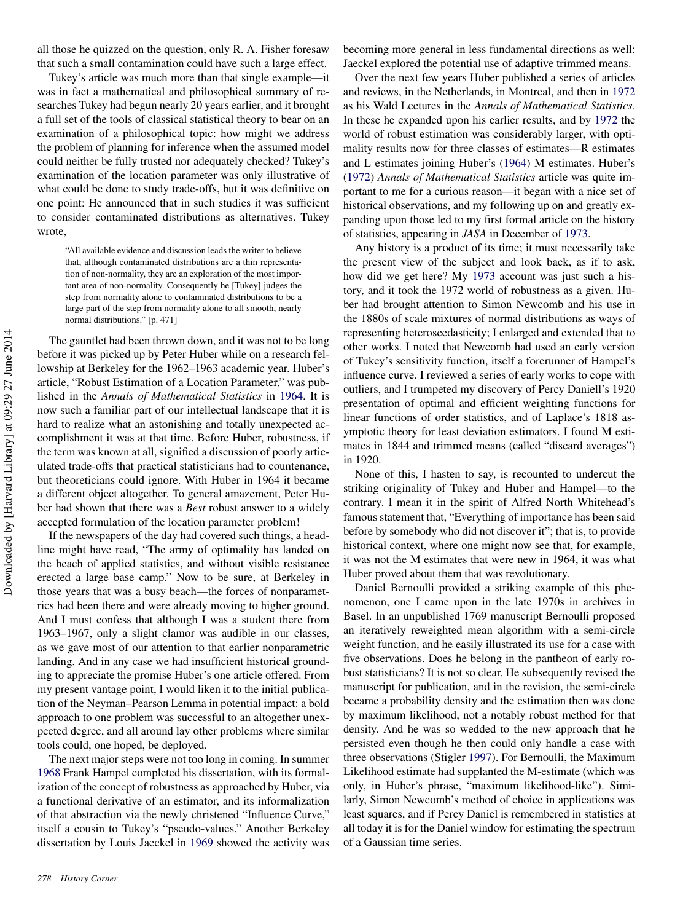all those he quizzed on the question, only R. A. Fisher foresaw that such a small contamination could have such a large effect.

Tukey's article was much more than that single example—it was in fact a mathematical and philosophical summary of researches Tukey had begun nearly 20 years earlier, and it brought a full set of the tools of classical statistical theory to bear on an examination of a philosophical topic: how might we address the problem of planning for inference when the assumed model could neither be fully trusted nor adequately checked? Tukey's examination of the location parameter was only illustrative of what could be done to study trade-offs, but it was definitive on one point: He announced that in such studies it was sufficient to consider contaminated distributions as alternatives. Tukey wrote,

> "All available evidence and discussion leads the writer to believe that, although contaminated distributions are a thin representation of non-normality, they are an exploration of the most important area of non-normality. Consequently he [Tukey] judges the step from normality alone to contaminated distributions to be a large part of the step from normality alone to all smooth, nearly normal distributions." [p. 471]

The gauntlet had been thrown down, and it was not to be long before it was picked up by Peter Huber while on a research fellowship at Berkeley for the 1962–1963 academic year. Huber's article, "Robust Estimation of a Location Parameter," was published in the *Annals of Mathematical Statistics* in 1964. It is now such a familiar part of our intellectual landscape that it is hard to realize what an astonishing and totally unexpected accomplishment it was at that time. Before Huber, robustness, if the term was known at all, signified a discussion of poorly articulated trade-offs that practical statisticians had to countenance, but theoreticians could ignore. With Huber in 1964 it became a different object altogether. To general amazement, Peter Huber had shown that there was a *Best* robust answer to a widely accepted formulation of the location parameter problem!

If the newspapers of the day had covered such things, a headline might have read, "The army of optimality has landed on the beach of applied statistics, and without visible resistance erected a large base camp." Now to be sure, at Berkeley in those years that was a busy beach—the forces of nonparametrics had been there and were already moving to higher ground. And I must confess that although I was a student there from 1963–1967, only a slight clamor was audible in our classes, as we gave most of our attention to that earlier nonparametric landing. And in any case we had insufficient historical grounding to appreciate the promise Huber's one article offered. From my present vantage point, I would liken it to the initial publication of the Neyman–Pearson Lemma in potential impact: a bold approach to one problem was successful to an altogether unexpected degree, and all around lay other problems where similar tools could, one hoped, be deployed.

The next major steps were not too long in coming. In summer 1968 Frank Hampel completed his dissertation, with its formalization of the concept of robustness as approached by Huber, via a functional derivative of an estimator, and its informalization of that abstraction via the newly christened "Influence Curve," itself a cousin to Tukey's "pseudo-values." Another Berkeley dissertation by Louis Jaeckel in 1969 showed the activity was becoming more general in less fundamental directions as well: Jaeckel explored the potential use of adaptive trimmed means.

Over the next few years Huber published a series of articles and reviews, in the Netherlands, in Montreal, and then in 1972 as his Wald Lectures in the *Annals of Mathematical Statistics*. In these he expanded upon his earlier results, and by 1972 the world of robust estimation was considerably larger, with optimality results now for three classes of estimates—R estimates and L estimates joining Huber's (1964) M estimates. Huber's (1972) *Annals of Mathematical Statistics* article was quite important to me for a curious reason—it began with a nice set of historical observations, and my following up on and greatly expanding upon those led to my first formal article on the history of statistics, appearing in *JASA* in December of 1973.

Any history is a product of its time; it must necessarily take the present view of the subject and look back, as if to ask, how did we get here? My 1973 account was just such a history, and it took the 1972 world of robustness as a given. Huber had brought attention to Simon Newcomb and his use in the 1880s of scale mixtures of normal distributions as ways of representing heteroscedasticity; I enlarged and extended that to other works. I noted that Newcomb had used an early version of Tukey's sensitivity function, itself a forerunner of Hampel's influence curve. I reviewed a series of early works to cope with outliers, and I trumpeted my discovery of Percy Daniell's 1920 presentation of optimal and efficient weighting functions for linear functions of order statistics, and of Laplace's 1818 asymptotic theory for least deviation estimators. I found M estimates in 1844 and trimmed means (called "discard averages") in 1920.

None of this, I hasten to say, is recounted to undercut the striking originality of Tukey and Huber and Hampel—to the contrary. I mean it in the spirit of Alfred North Whitehead's famous statement that, "Everything of importance has been said before by somebody who did not discover it"; that is, to provide historical context, where one might now see that, for example, it was not the M estimates that were new in 1964, it was what Huber proved about them that was revolutionary.

Daniel Bernoulli provided a striking example of this phenomenon, one I came upon in the late 1970s in archives in Basel. In an unpublished 1769 manuscript Bernoulli proposed an iteratively reweighted mean algorithm with a semi-circle weight function, and he easily illustrated its use for a case with five observations. Does he belong in the pantheon of early robust statisticians? It is not so clear. He subsequently revised the manuscript for publication, and in the revision, the semi-circle became a probability density and the estimation then was done by maximum likelihood, not a notably robust method for that density. And he was so wedded to the new approach that he persisted even though he then could only handle a case with three observations (Stigler 1997). For Bernoulli, the Maximum Likelihood estimate had supplanted the M-estimate (which was only, in Huber's phrase, "maximum likelihood-like"). Similarly, Simon Newcomb's method of choice in applications was least squares, and if Percy Daniel is remembered in statistics at all today it is for the Daniel window for estimating the spectrum of a Gaussian time series.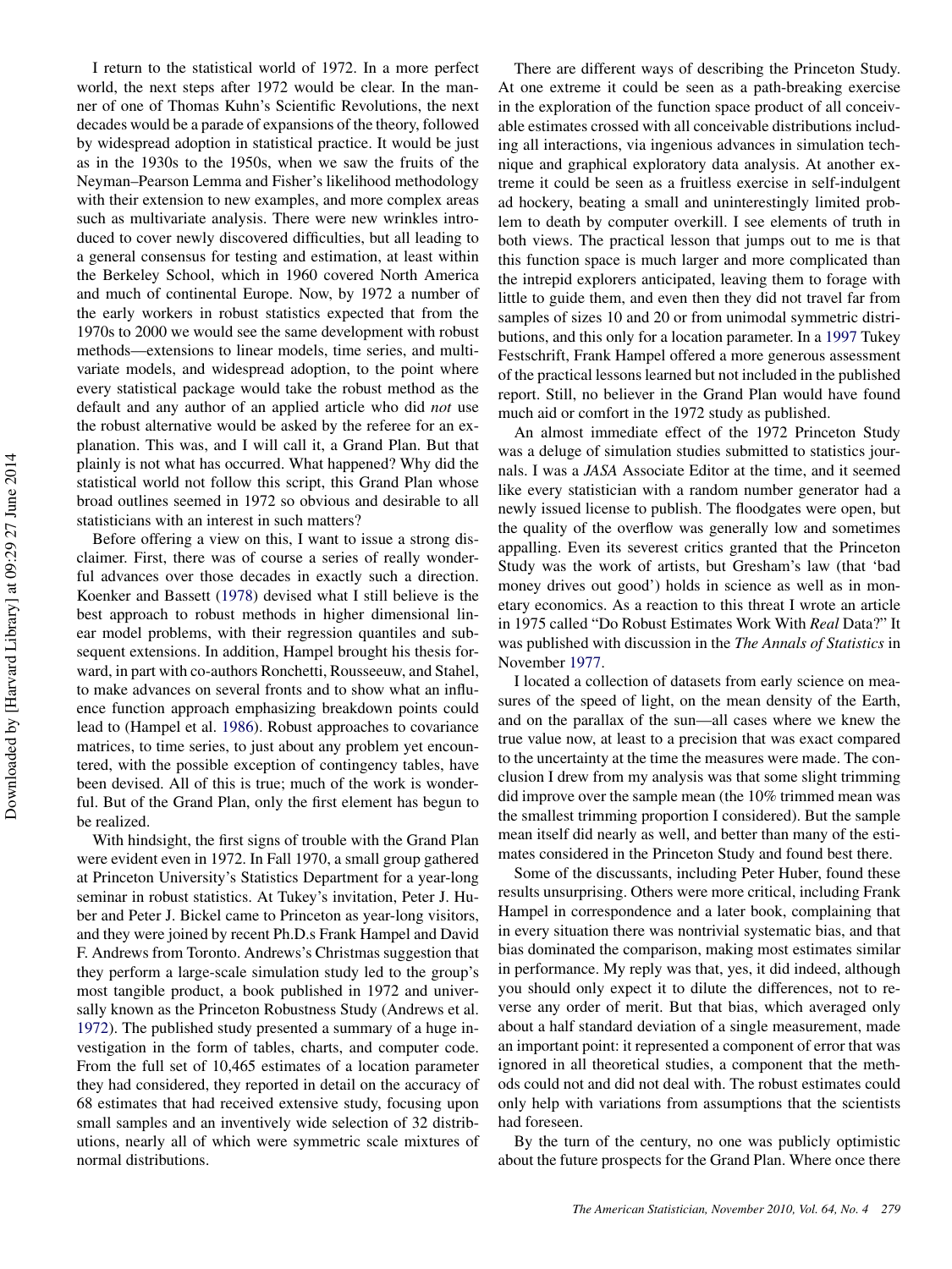I return to the statistical world of 1972. In a more perfect world, the next steps after 1972 would be clear. In the manner of one of Thomas Kuhn's Scientific Revolutions, the next decades would be a parade of expansions of the theory, followed by widespread adoption in statistical practice. It would be just as in the 1930s to the 1950s, when we saw the fruits of the Neyman–Pearson Lemma and Fisher's likelihood methodology with their extension to new examples, and more complex areas such as multivariate analysis. There were new wrinkles introduced to cover newly discovered difficulties, but all leading to a general consensus for testing and estimation, at least within the Berkeley School, which in 1960 covered North America and much of continental Europe. Now, by 1972 a number of the early workers in robust statistics expected that from the 1970s to 2000 we would see the same development with robust methods—extensions to linear models, time series, and multivariate models, and widespread adoption, to the point where every statistical package would take the robust method as the default and any author of an applied article who did *not* use the robust alternative would be asked by the referee for an explanation. This was, and I will call it, a Grand Plan. But that plainly is not what has occurred. What happened? Why did the statistical world not follow this script, this Grand Plan whose broad outlines seemed in 1972 so obvious and desirable to all statisticians with an interest in such matters?

Before offering a view on this, I want to issue a strong disclaimer. First, there was of course a series of really wonderful advances over those decades in exactly such a direction. Koenker and Bassett (1978) devised what I still believe is the best approach to robust methods in higher dimensional linear model problems, with their regression quantiles and subsequent extensions. In addition, Hampel brought his thesis forward, in part with co-authors Ronchetti, Rousseeuw, and Stahel, to make advances on several fronts and to show what an influence function approach emphasizing breakdown points could lead to (Hampel et al. 1986). Robust approaches to covariance matrices, to time series, to just about any problem yet encountered, with the possible exception of contingency tables, have been devised. All of this is true; much of the work is wonderful. But of the Grand Plan, only the first element has begun to be realized.

With hindsight, the first signs of trouble with the Grand Plan were evident even in 1972. In Fall 1970, a small group gathered at Princeton University's Statistics Department for a year-long seminar in robust statistics. At Tukey's invitation, Peter J. Huber and Peter J. Bickel came to Princeton as year-long visitors, and they were joined by recent Ph.D.s Frank Hampel and David F. Andrews from Toronto. Andrews's Christmas suggestion that they perform a large-scale simulation study led to the group's most tangible product, a book published in 1972 and universally known as the Princeton Robustness Study (Andrews et al. 1972). The published study presented a summary of a huge investigation in the form of tables, charts, and computer code. From the full set of 10,465 estimates of a location parameter they had considered, they reported in detail on the accuracy of 68 estimates that had received extensive study, focusing upon small samples and an inventively wide selection of 32 distributions, nearly all of which were symmetric scale mixtures of normal distributions.

There are different ways of describing the Princeton Study. At one extreme it could be seen as a path-breaking exercise in the exploration of the function space product of all conceivable estimates crossed with all conceivable distributions including all interactions, via ingenious advances in simulation technique and graphical exploratory data analysis. At another extreme it could be seen as a fruitless exercise in self-indulgent ad hockery, beating a small and uninterestingly limited problem to death by computer overkill. I see elements of truth in both views. The practical lesson that jumps out to me is that this function space is much larger and more complicated than the intrepid explorers anticipated, leaving them to forage with little to guide them, and even then they did not travel far from samples of sizes 10 and 20 or from unimodal symmetric distributions, and this only for a location parameter. In a 1997 Tukey Festschrift, Frank Hampel offered a more generous assessment of the practical lessons learned but not included in the published report. Still, no believer in the Grand Plan would have found much aid or comfort in the 1972 study as published.

An almost immediate effect of the 1972 Princeton Study was a deluge of simulation studies submitted to statistics journals. I was a *JASA* Associate Editor at the time, and it seemed like every statistician with a random number generator had a newly issued license to publish. The floodgates were open, but the quality of the overflow was generally low and sometimes appalling. Even its severest critics granted that the Princeton Study was the work of artists, but Gresham's law (that 'bad money drives out good') holds in science as well as in monetary economics. As a reaction to this threat I wrote an article in 1975 called "Do Robust Estimates Work With *Real* Data?" It was published with discussion in the *The Annals of Statistics* in November 1977.

I located a collection of datasets from early science on measures of the speed of light, on the mean density of the Earth, and on the parallax of the sun—all cases where we knew the true value now, at least to a precision that was exact compared to the uncertainty at the time the measures were made. The conclusion I drew from my analysis was that some slight trimming did improve over the sample mean (the 10% trimmed mean was the smallest trimming proportion I considered). But the sample mean itself did nearly as well, and better than many of the estimates considered in the Princeton Study and found best there.

Some of the discussants, including Peter Huber, found these results unsurprising. Others were more critical, including Frank Hampel in correspondence and a later book, complaining that in every situation there was nontrivial systematic bias, and that bias dominated the comparison, making most estimates similar in performance. My reply was that, yes, it did indeed, although you should only expect it to dilute the differences, not to reverse any order of merit. But that bias, which averaged only about a half standard deviation of a single measurement, made an important point: it represented a component of error that was ignored in all theoretical studies, a component that the methods could not and did not deal with. The robust estimates could only help with variations from assumptions that the scientists had foreseen.

By the turn of the century, no one was publicly optimistic about the future prospects for the Grand Plan. Where once there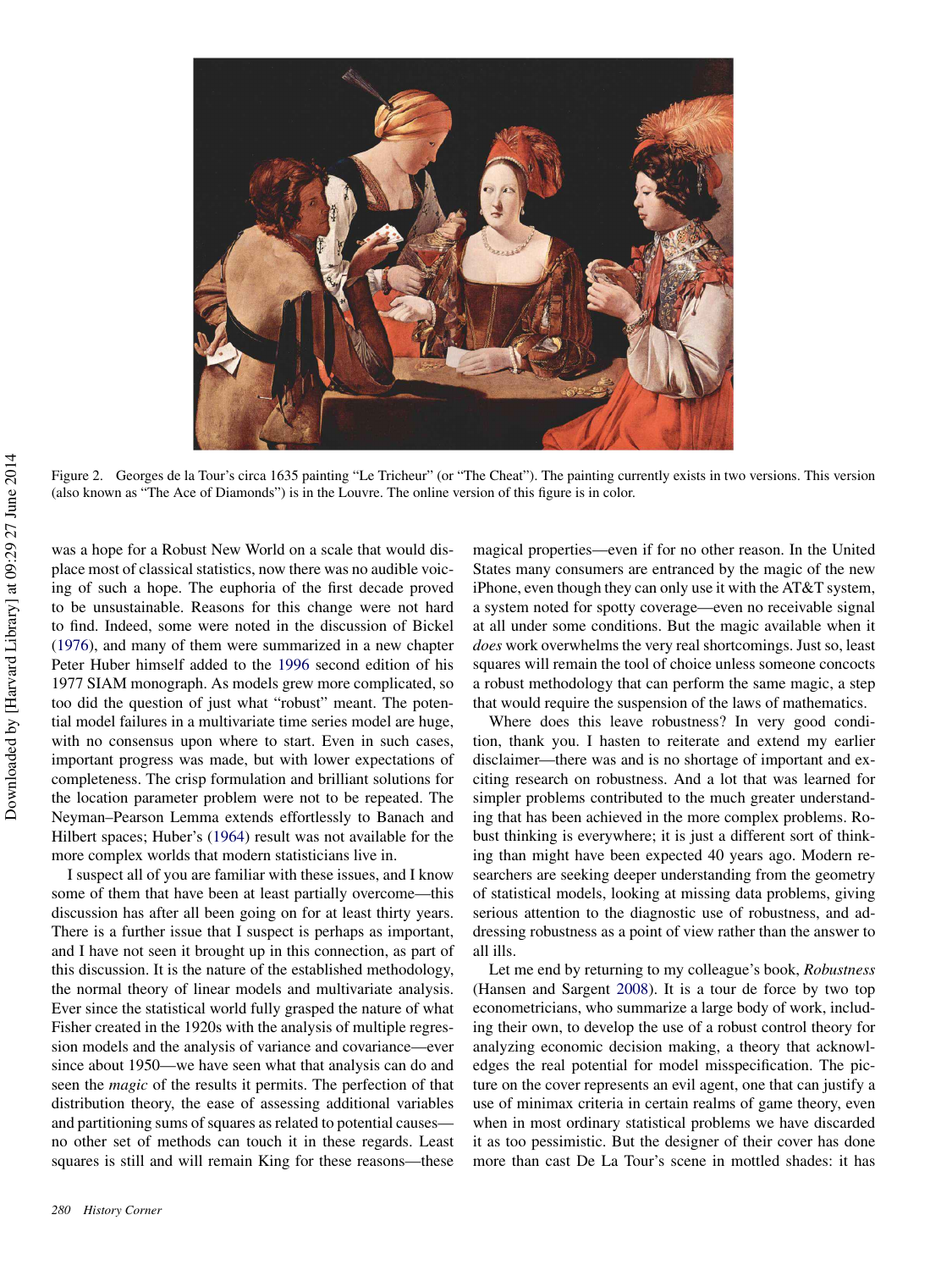Figure 2. Georges de la Tour's circa 1635 painting "Le Tricheur" (or "The Cheat"). The painting currently exists in two versions. This version (also known as "The Ace of Diamonds") is in the Louvre. The online version of this figure is in color.

was a hope for a Robust New World on a scale that would displace most of classical statistics, now there was no audible voicing of such a hope. The euphoria of the first decade proved to be unsustainable. Reasons for this change were not hard to find. Indeed, some were noted in the discussion of Bickel (1976), and many of them were summarized in a new chapter Peter Huber himself added to the 1996 second edition of his 1977 SIAM monograph. As models grew more complicated, so too did the question of just what "robust" meant. The potential model failures in a multivariate time series model are huge, with no consensus upon where to start. Even in such cases, important progress was made, but with lower expectations of completeness. The crisp formulation and brilliant solutions for the location parameter problem were not to be repeated. The Neyman–Pearson Lemma extends effortlessly to Banach and Hilbert spaces; Huber's (1964) result was not available for the more complex worlds that modern statisticians live in.

I suspect all of you are familiar with these issues, and I know some of them that have been at least partially overcome—this discussion has after all been going on for at least thirty years. There is a further issue that I suspect is perhaps as important, and I have not seen it brought up in this connection, as part of this discussion. It is the nature of the established methodology, the normal theory of linear models and multivariate analysis. Ever since the statistical world fully grasped the nature of what Fisher created in the 1920s with the analysis of multiple regression models and the analysis of variance and covariance—ever since about 1950—we have seen what that analysis can do and seen the *magic* of the results it permits. The perfection of that distribution theory, the ease of assessing additional variables and partitioning sums of squares as related to potential causes—no other set of methods can touch it in these regards. Least squares is still and will remain King for these reasons—these magical properties—even if for no other reason. In the United States many consumers are entranced by the magic of the new iPhone, even though they can only use it with the AT&T system, a system noted for spotty coverage—even no receivable signal at all under some conditions. But the magic available when it *does* work overwhelms the very real shortcomings. Just so, least squares will remain the tool of choice unless someone concocts a robust methodology that can perform the same magic, a step that would require the suspension of the laws of mathematics.

Where does this leave robustness? In very good condition, thank you. I hasten to reiterate and extend my earlier disclaimer—there was and is no shortage of important and exciting research on robustness. And a lot that was learned for simpler problems contributed to the much greater understanding that has been achieved in the more complex problems. Robust thinking is everywhere; it is just a different sort of thinking than might have been expected 40 years ago. Modern researchers are seeking deeper understanding from the geometry of statistical models, looking at missing data problems, giving serious attention to the diagnostic use of robustness, and addressing robustness as a point of view rather than the answer to all ills.

Let me end by returning to my colleague's book, *Robustness* (Hansen and Sargent 2008). It is a tour de force by two top econometricians, who summarize a large body of work, including their own, to develop the use of a robust control theory for analyzing economic decision making, a theory that acknowledges the real potential for model misspecification. The picture on the cover represents an evil agent, one that can justify a use of minimax criteria in certain realms of game theory, even when in most ordinary statistical problems we have discarded it as too pessimistic. But the designer of their cover has done more than cast De La Tour's scene in mottled shades: it has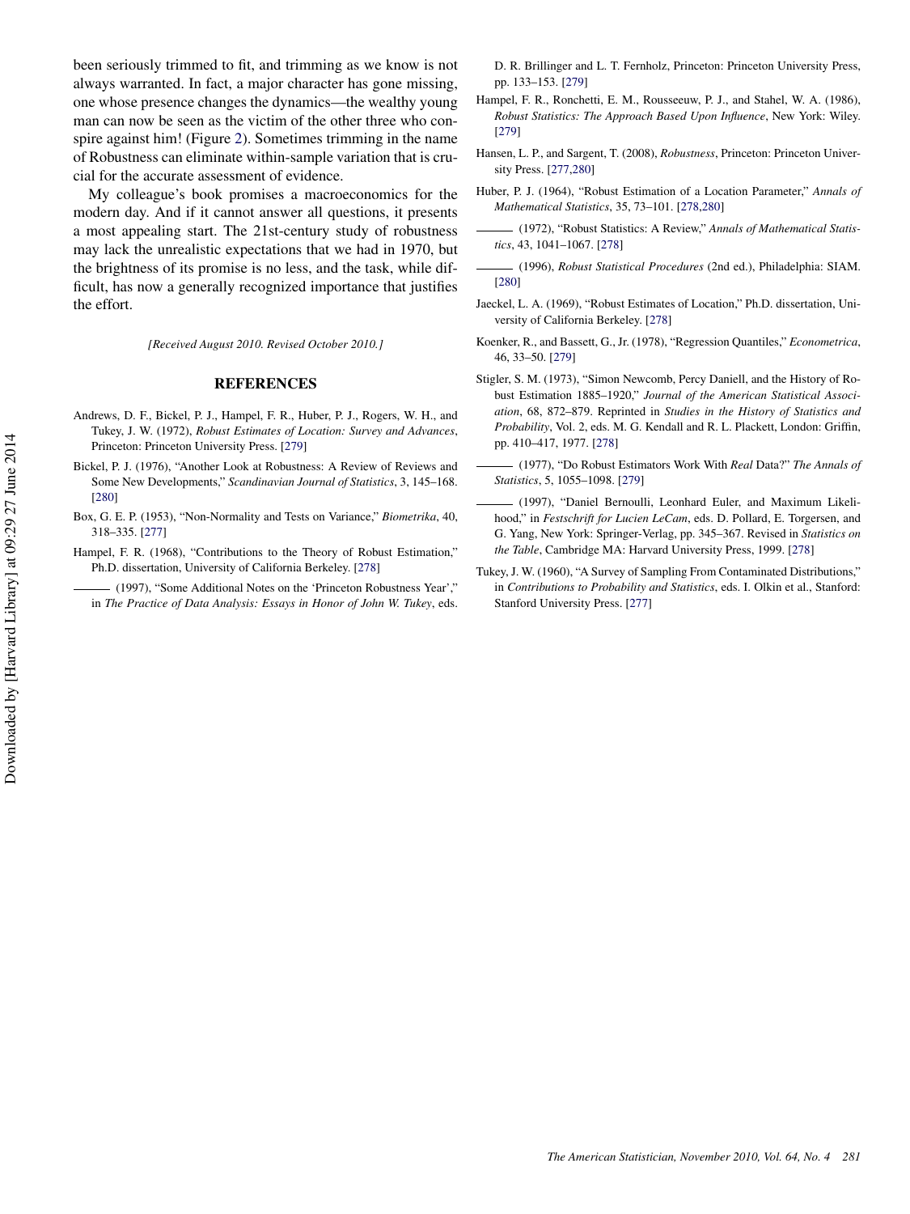been seriously trimmed to fit, and trimming as we know is not always warranted. In fact, a major character has gone missing, one whose presence changes the dynamics—the wealthy young man can now be seen as the victim of the other three who conspire against him! (Figure 2). Sometimes trimming in the name of Robustness can eliminate within-sample variation that is crucial for the accurate assessment of evidence.

My colleague's book promises a macroeconomics for the modern day. And if it cannot answer all questions, it presents a most appealing start. The 21st-century study of robustness may lack the unrealistic expectations that we had in 1970, but the brightness of its promise is no less, and the task, while difficult, has now a generally recognized importance that justifies the effort.

*[Received August 2010. Revised October 2010.]*

## REFERENCES

Andrews, D. F., Bickel, P. J., Hampel, F. R., Huber, P. J., Rogers, W. H., and Tukey, J. W. (1972), *Robust Estimates of Location: Survey and Advances*, Princeton: Princeton University Press. [279]

Bickel, P. J. (1976), "Another Look at Robustness: A Review of Reviews and Some New Developments," *Scandinavian Journal of Statistics*, 3, 145–168. [280]

Box, G. E. P. (1953), "Non-Normality and Tests on Variance," *Biometrika*, 40, 318–335. [277]

Hampel, F. R. (1968), "Contributions to the Theory of Robust Estimation," Ph.D. dissertation, University of California Berkeley. [278]

——— (1997), "Some Additional Notes on the 'Princeton Robustness Year'," in *The Practice of Data Analysis: Essays in Honor of John W. Tukey*, eds. D. R. Brillinger and L. T. Fernholz, Princeton: Princeton University Press, pp. 133–153. [279]

Hampel, F. R., Ronchetti, E. M., Rousseeuw, P. J., and Stahel, W. A. (1986), *Robust Statistics: The Approach Based Upon Influence*, New York: Wiley. [279]

Hansen, L. P., and Sargent, T. (2008), *Robustness*, Princeton: Princeton University Press. [277,280]

Huber, P. J. (1964), "Robust Estimation of a Location Parameter," *Annals of Mathematical Statistics*, 35, 73–101. [278,280]

——— (1972), "Robust Statistics: A Review," *Annals of Mathematical Statistics*, 43, 1041–1067. [278]

——— (1996), *Robust Statistical Procedures* (2nd ed.), Philadelphia: SIAM. [280]

Jaeckel, L. A. (1969), "Robust Estimates of Location," Ph.D. dissertation, University of California Berkeley. [278]

Koenker, R., and Bassett, G., Jr. (1978), "Regression Quantiles," *Econometrica*, 46, 33–50. [279]

Stigler, S. M. (1973), "Simon Newcomb, Percy Daniell, and the History of Robust Estimation 1885–1920," *Journal of the American Statistical Association*, 68, 872–879. Reprinted in *Studies in the History of Statistics and Probability*, Vol. 2, eds. M. G. Kendall and R. L. Plackett, London: Griffin, pp. 410–417, 1977. [278]

——— (1977), "Do Robust Estimators Work With *Real* Data?" *The Annals of Statistics*, 5, 1055–1098. [279]

——— (1997), "Daniel Bernoulli, Leonhard Euler, and Maximum Likelihood," in *Festschrift for Lucien LeCam*, eds. D. Pollard, E. Torgersen, and G. Yang, New York: Springer-Verlag, pp. 345–367. Revised in *Statistics on the Table*, Cambridge MA: Harvard University Press, 1999. [278]

Tukey, J. W. (1960), "A Survey of Sampling From Contaminated Distributions," in *Contributions to Probability and Statistics*, eds. I. Olkin et al., Stanford: Stanford University Press. [277]